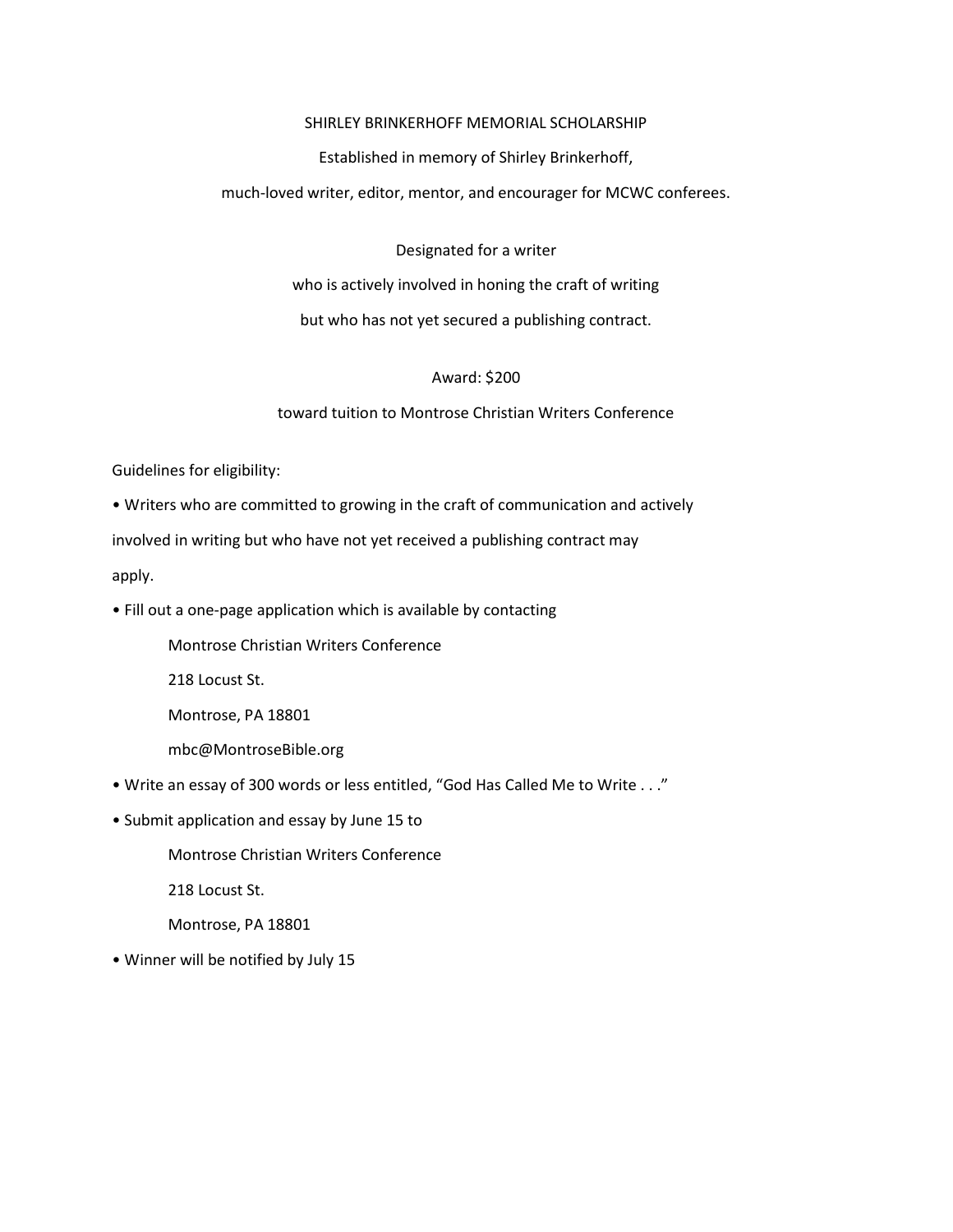# SHIRLEY BRINKERHOFF MEMORIAL SCHOLARSHIP

Established in memory of Shirley Brinkerhoff,

much-loved writer, editor, mentor, and encourager for MCWC conferees.

Designated for a writer

who is actively involved in honing the craft of writing

but who has not yet secured a publishing contract.

Award: $200

toward tuition to Montrose Christian Writers Conference

Guidelines for eligibility:

- Writers who are committed to growing in the craft of communication and actively involved in writing but who have not yet received a publishing contract may apply.
- Fill out a one-page application which is available by contacting

  Montrose Christian Writers Conference

  218 Locust St.

  Montrose, PA 18801

  mbc@MontroseBible.org

- Write an essay of 300 words or less entitled, "God Has Called Me to Write . . ."
- Submit application and essay by June 15 to

  Montrose Christian Writers Conference

  218 Locust St.

  Montrose, PA 18801

- Winner will be notified by July 15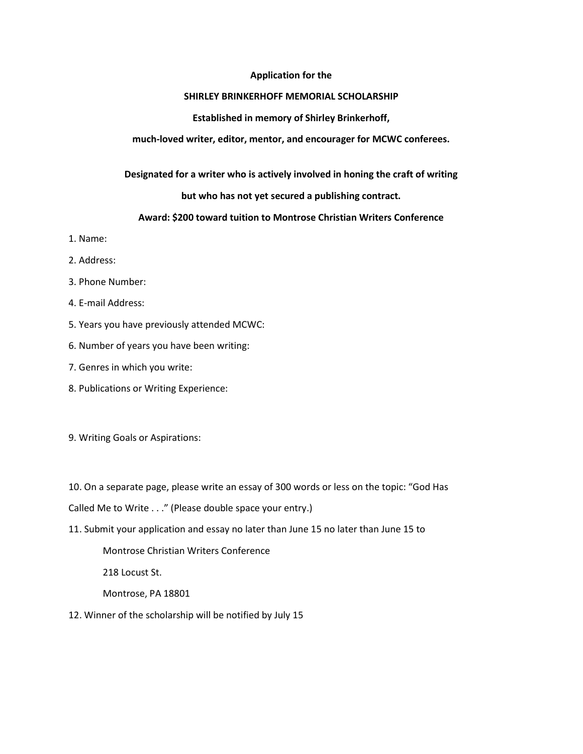**Application for the**

**SHIRLEY BRINKERHOFF MEMORIAL SCHOLARSHIP**

**Established in memory of Shirley Brinkerhoff,**

**much-loved writer, editor, mentor, and encourager for MCWC conferees.**

**Designated for a writer who is actively involved in honing the craft of writing**

**but who has not yet secured a publishing contract.**

**Award: $200 toward tuition to Montrose Christian Writers Conference**

1. Name:
2. Address:
3. Phone Number:
4. E-mail Address:
5. Years you have previously attended MCWC:
6. Number of years you have been writing:
7. Genres in which you write:
8. Publications or Writing Experience:

9. Writing Goals or Aspirations:

10. On a separate page, please write an essay of 300 words or less on the topic: "God Has Called Me to Write . . ." (Please double space your entry.)
11. Submit your application and essay no later than June 15 no later than June 15 to

    Montrose Christian Writers Conference

    218 Locust St.

    Montrose, PA 18801

12. Winner of the scholarship will be notified by July 15